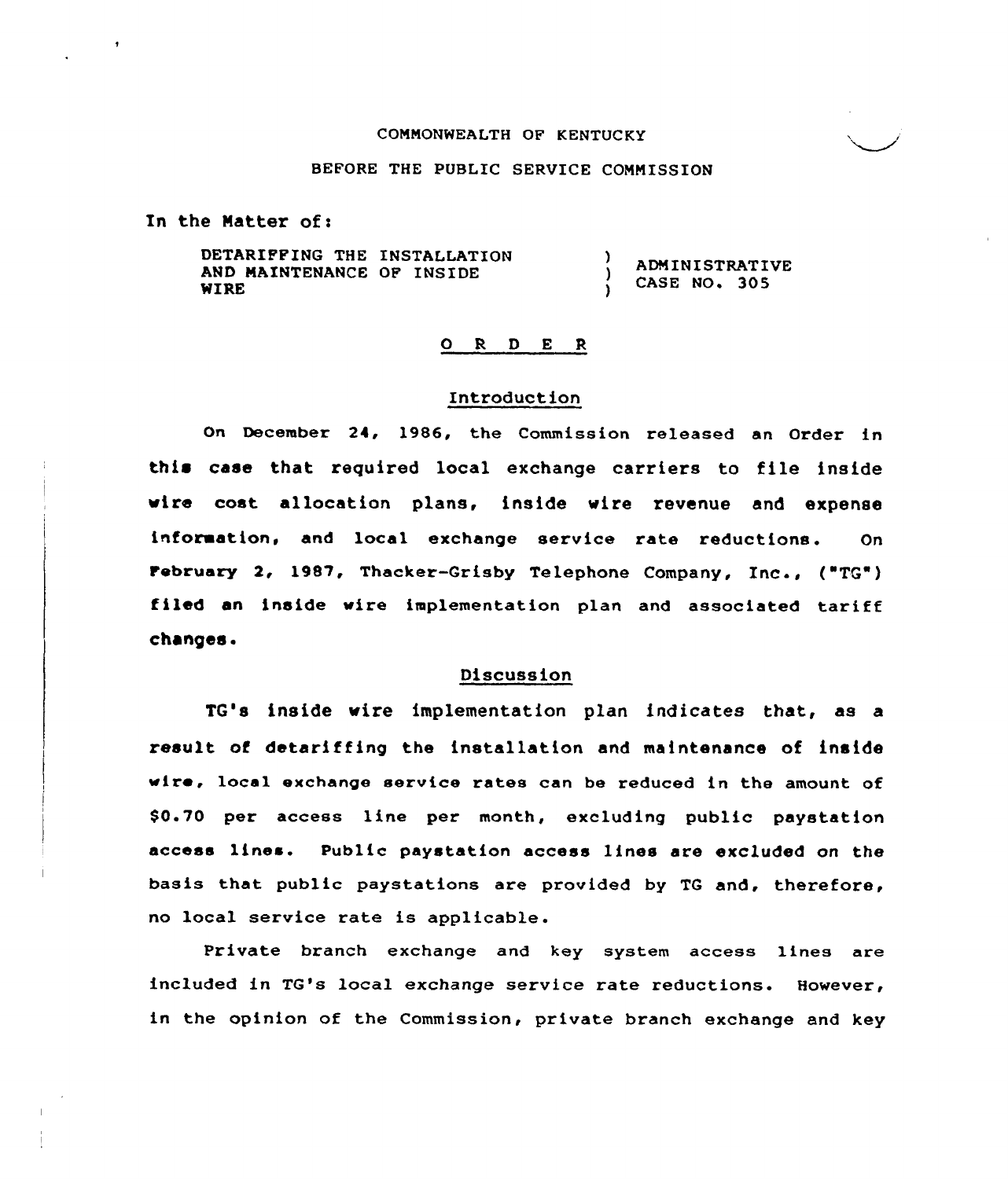COMMONWEALTH OF KENTUCKY

BEFORE THE PUBLIC SERVICE COMMISSION

In the Matter of:

| | | |
|---|---|---|
| DETARIFFING THE INSTALLATION AND MAINTENANCE OF INSIDE WIRE | ) ) ) | ADMINISTRATIVE CASE NO. 305 |

O R D E R

## Introduction

On December 24, 1986, the Commission released an Order in this case that required local exchange carriers to file inside wire cost allocation plans, inside wire revenue and expense information, and local exchange service rate reductions. On February 2, 1987, Thacker-Grisby Telephone Company, Inc., ("TG") filed an inside wire implementation plan and associated tariff changes.

## Discussion

TG's inside wire implementation plan indicates that, as a result of detariffing the installation and maintenance of inside wire, local exchange service rates can be reduced in the amount of $0.70 per access line per month, excluding public paystation access lines. Public paystation access lines are excluded on the basis that public paystations are provided by TG and, therefore, no local service rate is applicable.

Private branch exchange and key system access lines are included in TG's local exchange service rate reductions. However, in the opinion of the Commission, private branch exchange and key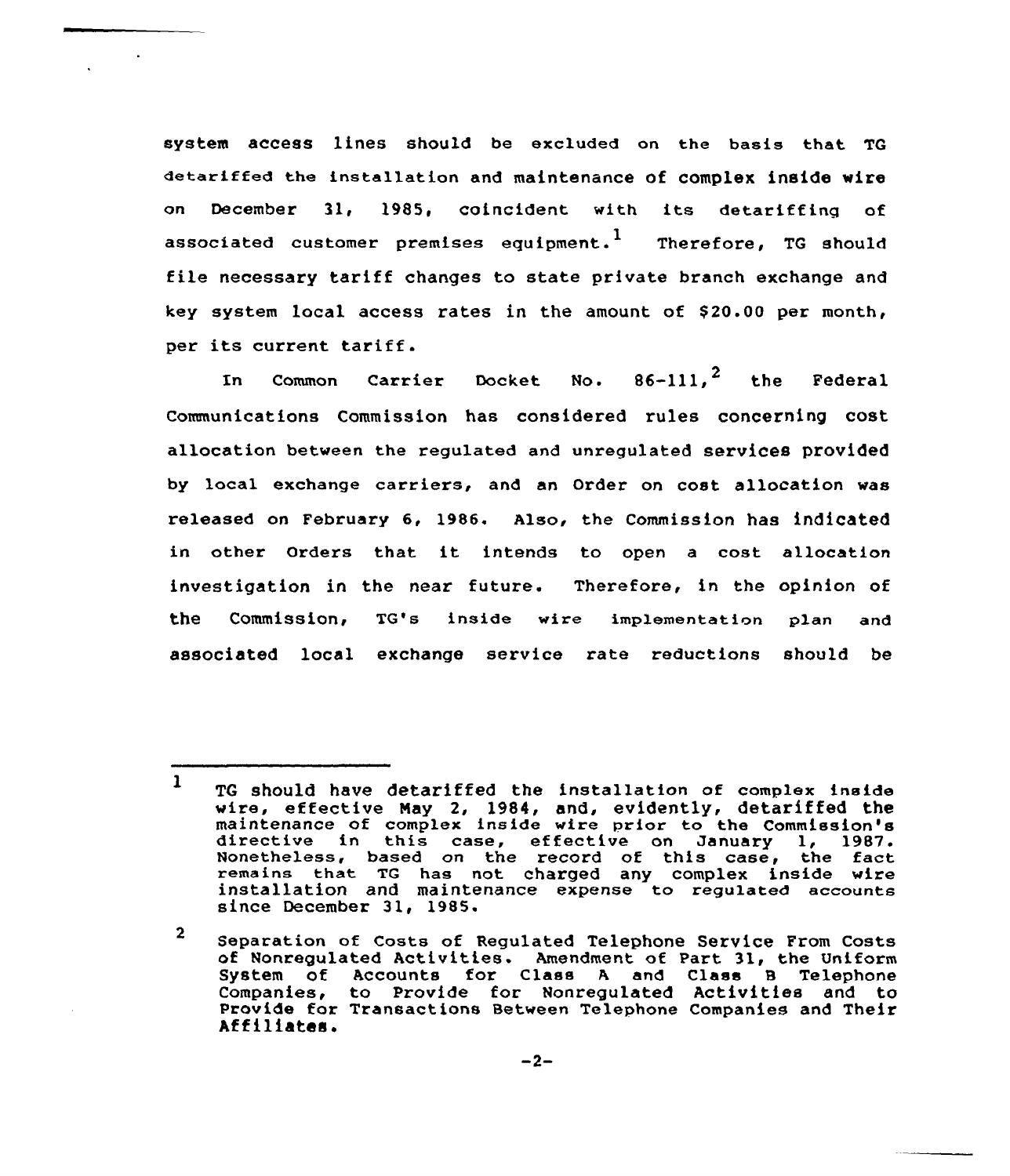system access lines should be excluded on the basis that TG detariffed the installation and maintenance of complex inside wire on December 31, 1985, coincident with its detariffing of associated customer premises equipment.[1] Therefore, TG should file necessary tariff changes to state private branch exchange and key system local access rates in the amount of $20.00 per month, per its current tariff.

In Common Carrier Docket No. 86-111,[2] the Federal Communications Commission has considered rules concerning cost allocation between the regulated and unregulated services provided by local exchange carriers, and an Order on cost allocation was released on February 6, 1986. Also, the Commission has indicated in other Orders that it intends to open a cost allocation investigation in the near future. Therefore, in the opinion of the Commission, TG's inside wire implementation plan and associated local exchange service rate reductions should be

---

[1] TG should have detariffed the installation of complex inside wire, effective May 2, 1984, and, evidently, detariffed the maintenance of complex inside wire prior to the Commission's directive in this case, effective on January 1, 1987. Nonetheless, based on the record of this case, the fact remains that TG has not charged any complex inside wire installation and maintenance expense to regulated accounts since December 31, 1985.

[2] Separation of Costs of Regulated Telephone Service From Costs of Nonregulated Activities. Amendment of Part 31, the Uniform System of Accounts for Class A and Class B Telephone Companies, to Provide for Nonregulated Activities and to Provide for Transactions Between Telephone Companies and Their Affiliates.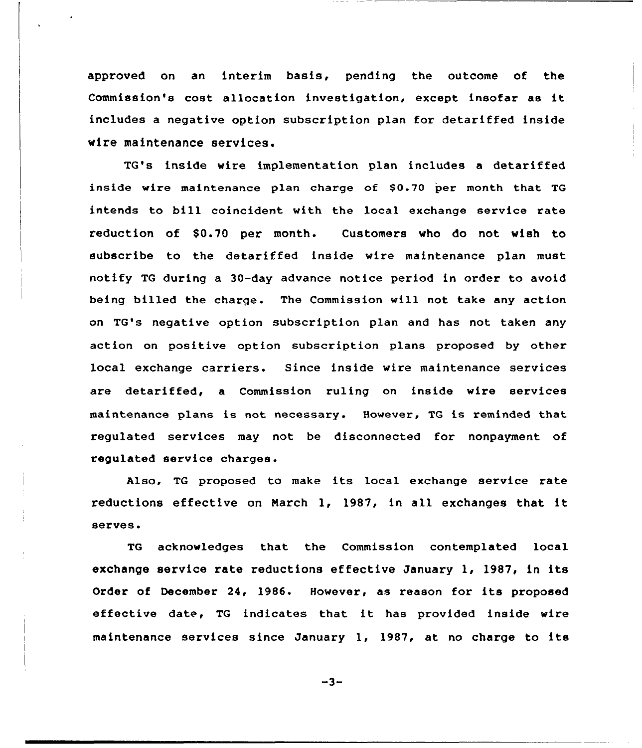approved on an interim basis, pending the outcome of the Commission's cost allocation investigation, except insofar as it includes a negative option subscription plan for detariffed inside wire maintenance services.

TG's inside wire implementation plan includes a detariffed inside wire maintenance plan charge of $0.70 per month that TG intends to bill coincident with the local exchange service rate reduction of $0.70 per month. Customers who do not wish to subscribe to the detariffed inside wire maintenance plan must notify TG during a 30-day advance notice period in order to avoid being billed the charge. The Commission will not take any action on TG's negative option subscription plan and has not taken any action on positive option subscription plans proposed by other local exchange carriers. Since inside wire maintenance services are detariffed, a Commission ruling on inside wire services maintenance plans is not necessary. However, TG is reminded that regulated services may not be disconnected for nonpayment of regulated service charges.

Also, TG proposed to make its local exchange service rate reductions effective on March 1, 1987, in all exchanges that it serves.

TG acknowledges that the Commission contemplated local exchange service rate reductions effective January 1, 1987, in its Order of December 24, 1986. However, as reason for its proposed effective date, TG indicates that it has provided inside wire maintenance services since January 1, 1987, at no charge to its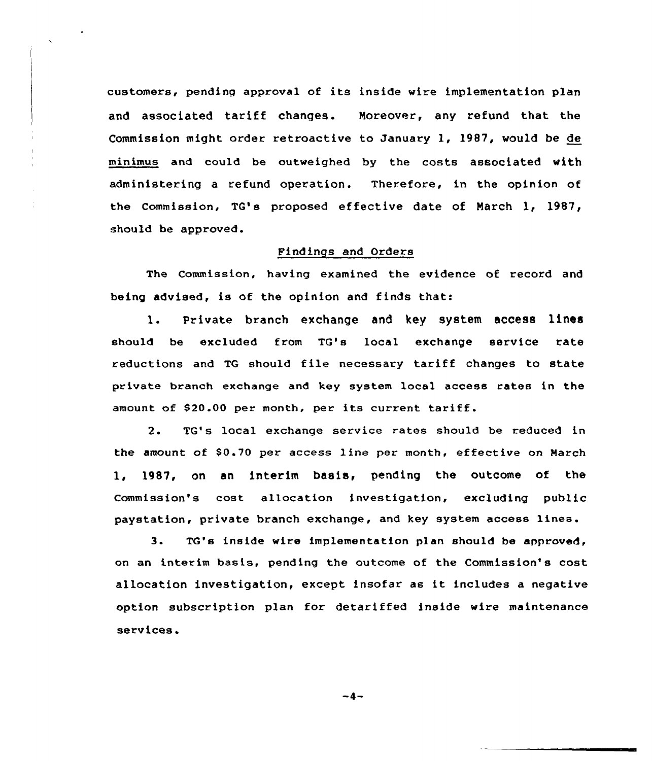customers, pending approval of its inside wire implementation plan and associated tariff changes. Moreover, any refund that the Commission might order retroactive to January 1, 1987, would be de minimus and could be outweighed by the costs associated with administering a refund operation. Therefore, in the opinion of the Commission, TG's proposed effective date of March 1, 1987, should be approved.

## Findings and Orders

The Commission, having examined the evidence of record and being advised, is of the opinion and finds that:

1. Private branch exchange and key system access lines should be excluded from TG's local exchange service rate reductions and TG should file necessary tariff changes to state private branch exchange and key system local access rates in the amount of $20.00 per month, per its current tariff.

2. TG's local exchange service rates should be reduced in the amount of $0.70 per access line per month, effective on March 1, 1987, on an interim basis, pending the outcome of the Commission's cost allocation investigation, excluding public paystation, private branch exchange, and key system access lines.

3. TG's inside wire implementation plan should be approved, on an interim basis, pending the outcome of the Commission's cost allocation investigation, except insofar as it includes a negative option subscription plan for detariffed inside wire maintenance services.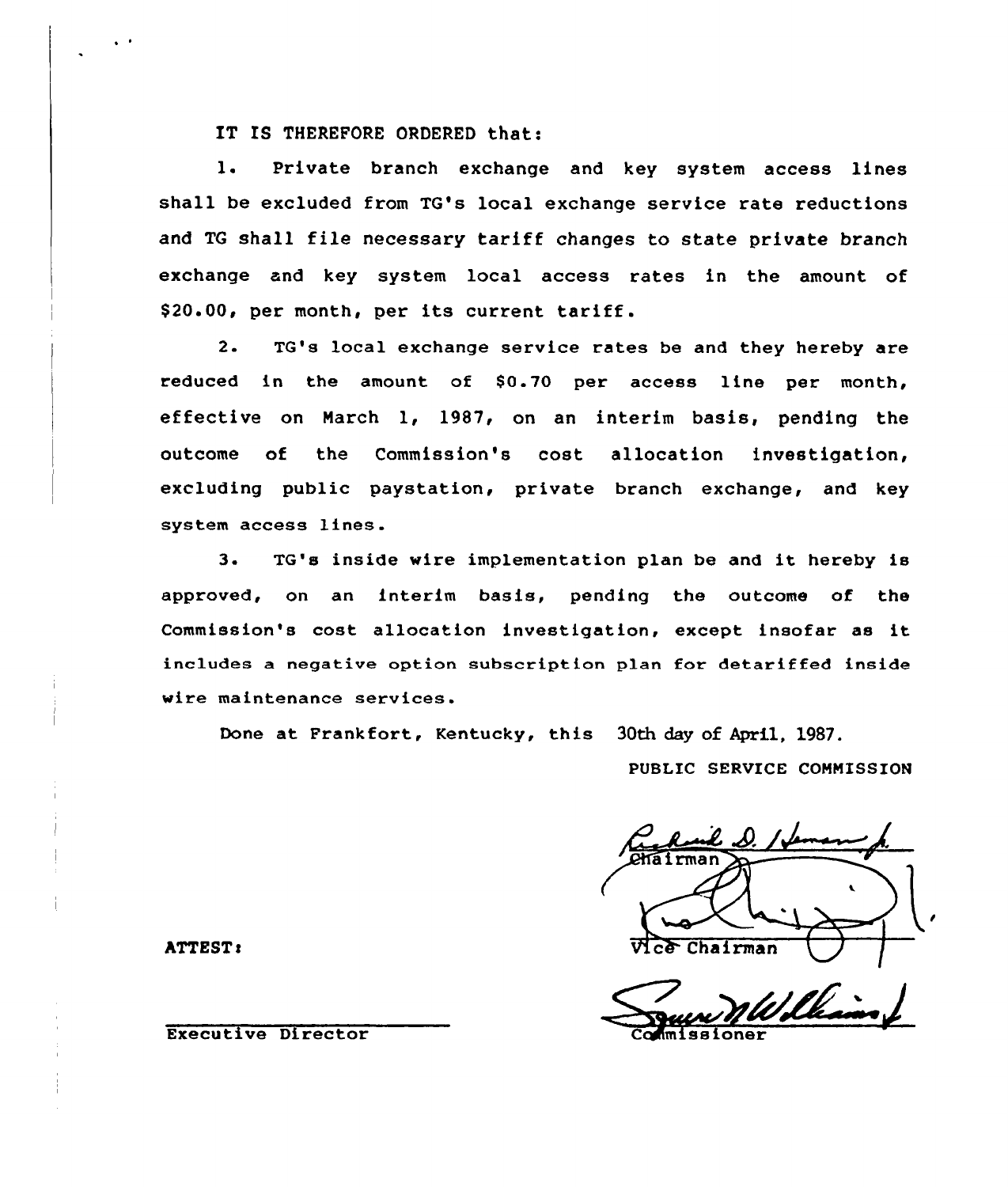IT IS THEREFORE ORDERED that:

1. Private branch exchange and key system access lines shall be excluded from TG's local exchange service rate reductions and TG shall file necessary tariff changes to state private branch exchange and key system local access rates in the amount of $20.00, per month, per its current tariff.

2. TG's local exchange service rates be and they hereby are reduced in the amount of $0.70 per access line per month, effective on March 1, 1987, on an interim basis, pending the outcome of the Commission's cost allocation investigation, excluding public paystation, private branch exchange, and key system access lines.

3. TG's inside wire implementation plan be and it hereby is approved, on an interim basis, pending the outcome of the Commission's cost allocation investigation, except insofar as it includes a negative option subscription plan for detariffed inside wire maintenance services.

Done at Frankfort, Kentucky, this 30th day of April, 1987.

PUBLIC SERVICE COMMISSION

Chairman

Vice Chairman

Commissioner

ATTEST:

Executive Director